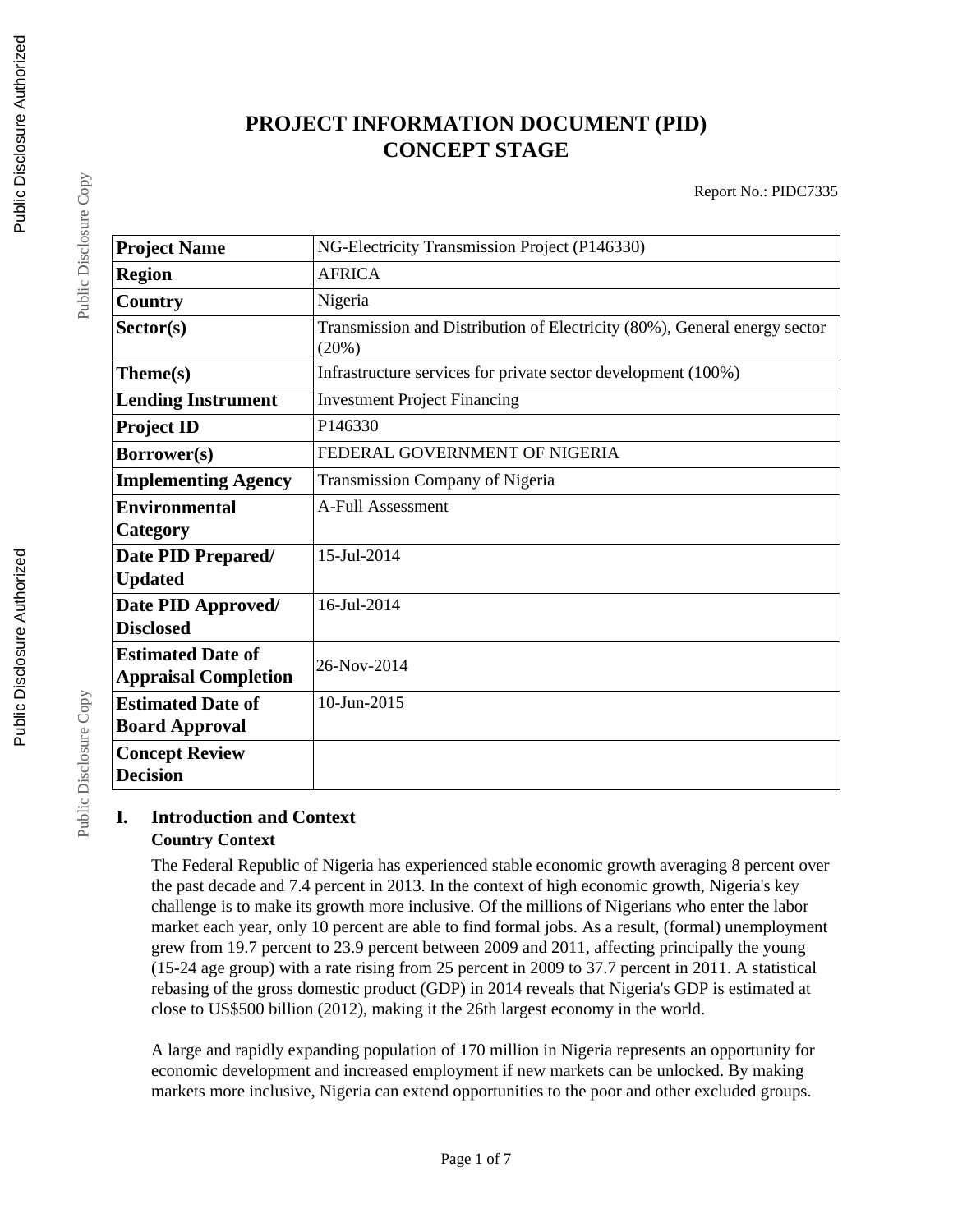# PROJECT INFORMATION DOCUMENT (PID) CONCEPT STAGE

Report No.: PIDC7335

| | |
|---|---|
| **Project Name** | NG-Electricity Transmission Project (P146330) |
| **Region** | AFRICA |
| **Country** | Nigeria |
| **Sector(s)** | Transmission and Distribution of Electricity (80%), General energy sector (20%) |
| **Theme(s)** | Infrastructure services for private sector development (100%) |
| **Lending Instrument** | Investment Project Financing |
| **Project ID** | P146330 |
| **Borrower(s)** | FEDERAL GOVERNMENT OF NIGERIA |
| **Implementing Agency** | Transmission Company of Nigeria |
| **Environmental Category** | A-Full Assessment |
| **Date PID Prepared/ Updated** | 15-Jul-2014 |
| **Date PID Approved/ Disclosed** | 16-Jul-2014 |
| **Estimated Date of Appraisal Completion** | 26-Nov-2014 |
| **Estimated Date of Board Approval** | 10-Jun-2015 |
| **Concept Review Decision** | |

## I. Introduction and Context

### Country Context

The Federal Republic of Nigeria has experienced stable economic growth averaging 8 percent over the past decade and 7.4 percent in 2013. In the context of high economic growth, Nigeria's key challenge is to make its growth more inclusive. Of the millions of Nigerians who enter the labor market each year, only 10 percent are able to find formal jobs. As a result, (formal) unemployment grew from 19.7 percent to 23.9 percent between 2009 and 2011, affecting principally the young (15-24 age group) with a rate rising from 25 percent in 2009 to 37.7 percent in 2011. A statistical rebasing of the gross domestic product (GDP) in 2014 reveals that Nigeria's GDP is estimated at close to US$500 billion (2012), making it the 26th largest economy in the world.

A large and rapidly expanding population of 170 million in Nigeria represents an opportunity for economic development and increased employment if new markets can be unlocked. By making markets more inclusive, Nigeria can extend opportunities to the poor and other excluded groups.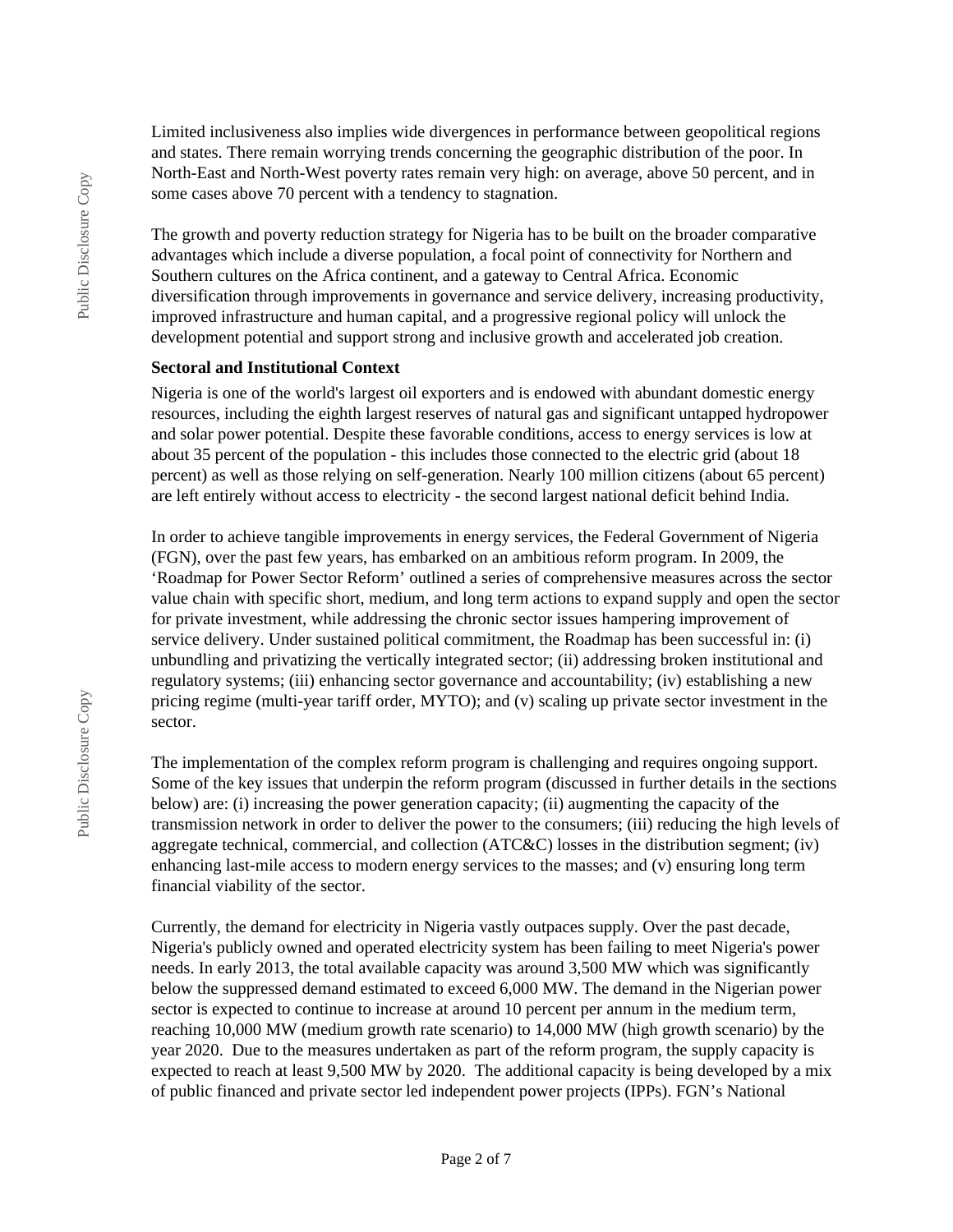Limited inclusiveness also implies wide divergences in performance between geopolitical regions and states. There remain worrying trends concerning the geographic distribution of the poor. In North-East and North-West poverty rates remain very high: on average, above 50 percent, and in some cases above 70 percent with a tendency to stagnation.

The growth and poverty reduction strategy for Nigeria has to be built on the broader comparative advantages which include a diverse population, a focal point of connectivity for Northern and Southern cultures on the Africa continent, and a gateway to Central Africa. Economic diversification through improvements in governance and service delivery, increasing productivity, improved infrastructure and human capital, and a progressive regional policy will unlock the development potential and support strong and inclusive growth and accelerated job creation.

**Sectoral and Institutional Context**

Nigeria is one of the world's largest oil exporters and is endowed with abundant domestic energy resources, including the eighth largest reserves of natural gas and significant untapped hydropower and solar power potential. Despite these favorable conditions, access to energy services is low at about 35 percent of the population - this includes those connected to the electric grid (about 18 percent) as well as those relying on self-generation. Nearly 100 million citizens (about 65 percent) are left entirely without access to electricity - the second largest national deficit behind India.

In order to achieve tangible improvements in energy services, the Federal Government of Nigeria (FGN), over the past few years, has embarked on an ambitious reform program. In 2009, the 'Roadmap for Power Sector Reform' outlined a series of comprehensive measures across the sector value chain with specific short, medium, and long term actions to expand supply and open the sector for private investment, while addressing the chronic sector issues hampering improvement of service delivery. Under sustained political commitment, the Roadmap has been successful in: (i) unbundling and privatizing the vertically integrated sector; (ii) addressing broken institutional and regulatory systems; (iii) enhancing sector governance and accountability; (iv) establishing a new pricing regime (multi-year tariff order, MYTO); and (v) scaling up private sector investment in the sector.

The implementation of the complex reform program is challenging and requires ongoing support. Some of the key issues that underpin the reform program (discussed in further details in the sections below) are: (i) increasing the power generation capacity; (ii) augmenting the capacity of the transmission network in order to deliver the power to the consumers; (iii) reducing the high levels of aggregate technical, commercial, and collection (ATC&C) losses in the distribution segment; (iv) enhancing last-mile access to modern energy services to the masses; and (v) ensuring long term financial viability of the sector.

Currently, the demand for electricity in Nigeria vastly outpaces supply. Over the past decade, Nigeria's publicly owned and operated electricity system has been failing to meet Nigeria's power needs. In early 2013, the total available capacity was around 3,500 MW which was significantly below the suppressed demand estimated to exceed 6,000 MW. The demand in the Nigerian power sector is expected to continue to increase at around 10 percent per annum in the medium term, reaching 10,000 MW (medium growth rate scenario) to 14,000 MW (high growth scenario) by the year 2020. Due to the measures undertaken as part of the reform program, the supply capacity is expected to reach at least 9,500 MW by 2020. The additional capacity is being developed by a mix of public financed and private sector led independent power projects (IPPs). FGN's National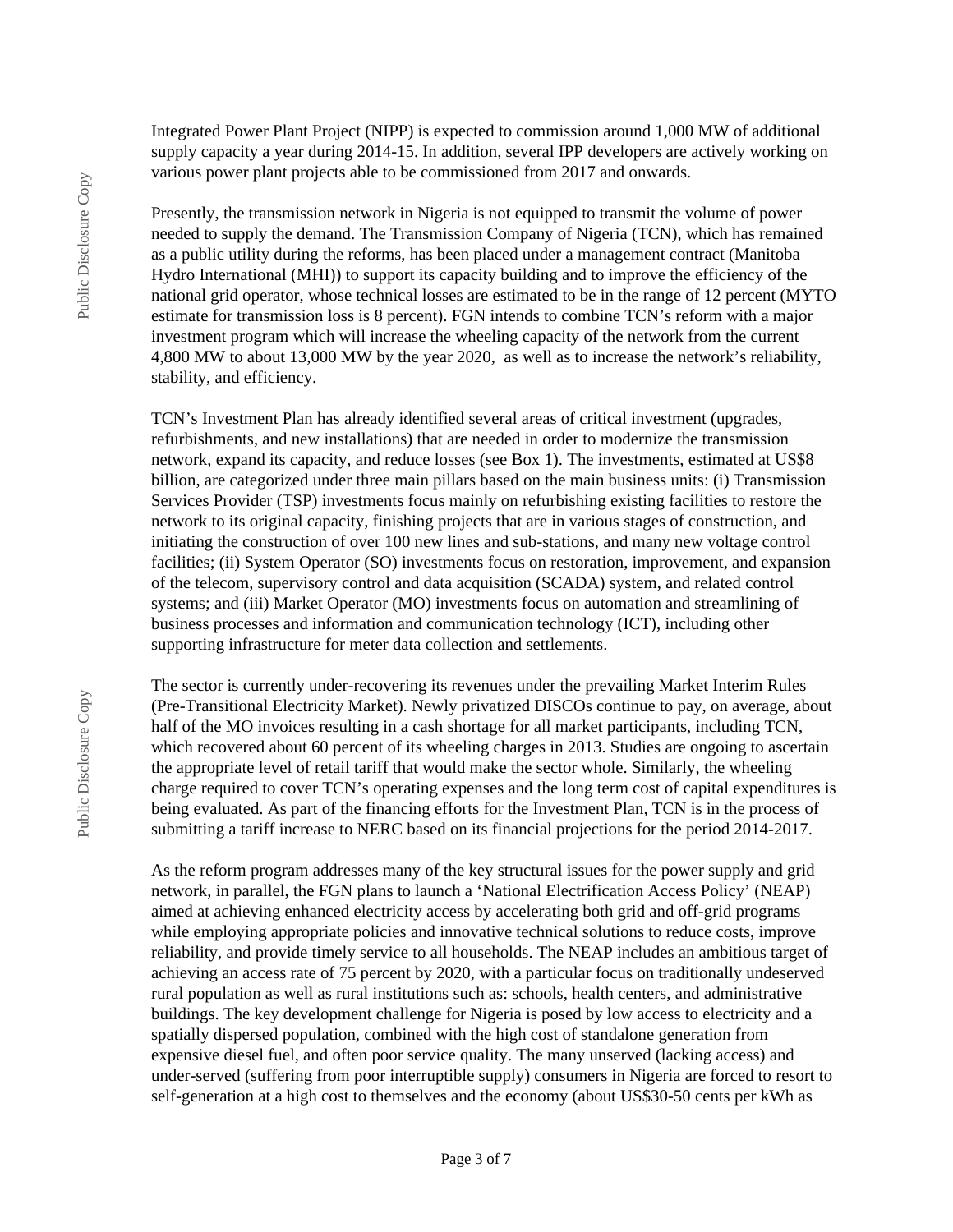Integrated Power Plant Project (NIPP) is expected to commission around 1,000 MW of additional supply capacity a year during 2014-15. In addition, several IPP developers are actively working on various power plant projects able to be commissioned from 2017 and onwards.

Presently, the transmission network in Nigeria is not equipped to transmit the volume of power needed to supply the demand. The Transmission Company of Nigeria (TCN), which has remained as a public utility during the reforms, has been placed under a management contract (Manitoba Hydro International (MHI)) to support its capacity building and to improve the efficiency of the national grid operator, whose technical losses are estimated to be in the range of 12 percent (MYTO estimate for transmission loss is 8 percent). FGN intends to combine TCN's reform with a major investment program which will increase the wheeling capacity of the network from the current 4,800 MW to about 13,000 MW by the year 2020, as well as to increase the network's reliability, stability, and efficiency.

TCN's Investment Plan has already identified several areas of critical investment (upgrades, refurbishments, and new installations) that are needed in order to modernize the transmission network, expand its capacity, and reduce losses (see Box 1). The investments, estimated at US$8 billion, are categorized under three main pillars based on the main business units: (i) Transmission Services Provider (TSP) investments focus mainly on refurbishing existing facilities to restore the network to its original capacity, finishing projects that are in various stages of construction, and initiating the construction of over 100 new lines and sub-stations, and many new voltage control facilities; (ii) System Operator (SO) investments focus on restoration, improvement, and expansion of the telecom, supervisory control and data acquisition (SCADA) system, and related control systems; and (iii) Market Operator (MO) investments focus on automation and streamlining of business processes and information and communication technology (ICT), including other supporting infrastructure for meter data collection and settlements.

The sector is currently under-recovering its revenues under the prevailing Market Interim Rules (Pre-Transitional Electricity Market). Newly privatized DISCOs continue to pay, on average, about half of the MO invoices resulting in a cash shortage for all market participants, including TCN, which recovered about 60 percent of its wheeling charges in 2013. Studies are ongoing to ascertain the appropriate level of retail tariff that would make the sector whole. Similarly, the wheeling charge required to cover TCN's operating expenses and the long term cost of capital expenditures is being evaluated. As part of the financing efforts for the Investment Plan, TCN is in the process of submitting a tariff increase to NERC based on its financial projections for the period 2014-2017.

As the reform program addresses many of the key structural issues for the power supply and grid network, in parallel, the FGN plans to launch a 'National Electrification Access Policy' (NEAP) aimed at achieving enhanced electricity access by accelerating both grid and off-grid programs while employing appropriate policies and innovative technical solutions to reduce costs, improve reliability, and provide timely service to all households. The NEAP includes an ambitious target of achieving an access rate of 75 percent by 2020, with a particular focus on traditionally undeserved rural population as well as rural institutions such as: schools, health centers, and administrative buildings. The key development challenge for Nigeria is posed by low access to electricity and a spatially dispersed population, combined with the high cost of standalone generation from expensive diesel fuel, and often poor service quality. The many unserved (lacking access) and under-served (suffering from poor interruptible supply) consumers in Nigeria are forced to resort to self-generation at a high cost to themselves and the economy (about US$30-50 cents per kWh as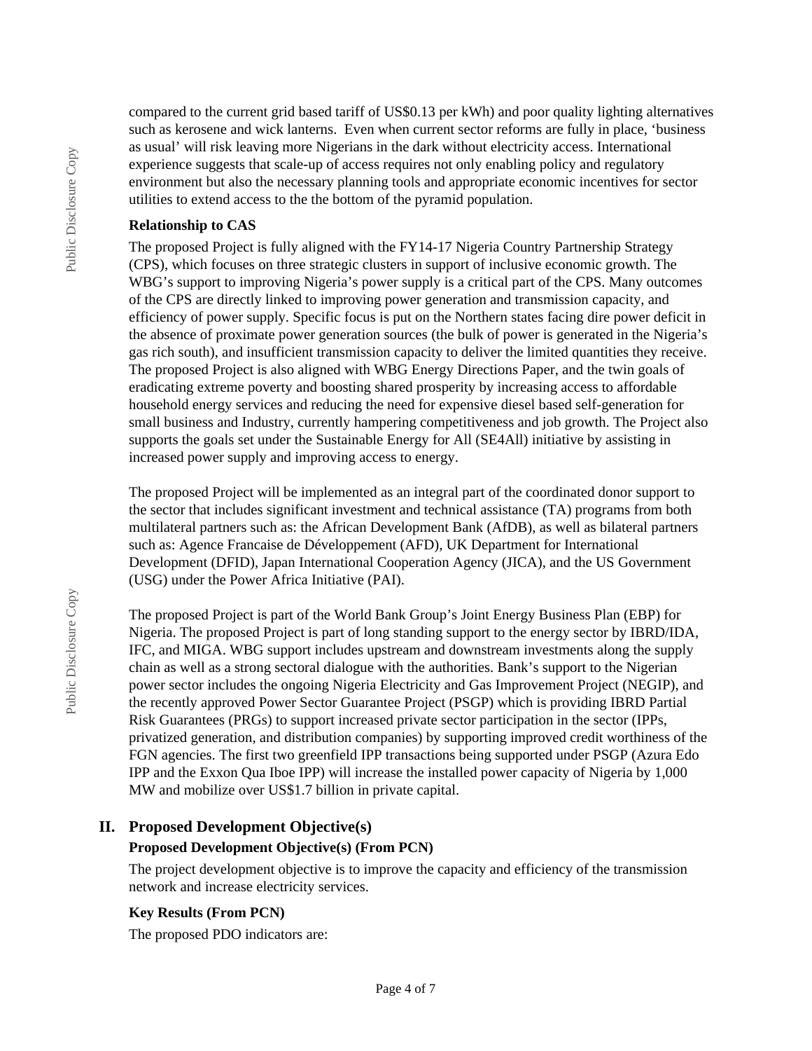compared to the current grid based tariff of US$0.13 per kWh) and poor quality lighting alternatives such as kerosene and wick lanterns. Even when current sector reforms are fully in place, 'business as usual' will risk leaving more Nigerians in the dark without electricity access. International experience suggests that scale-up of access requires not only enabling policy and regulatory environment but also the necessary planning tools and appropriate economic incentives for sector utilities to extend access to the the bottom of the pyramid population.

**Relationship to CAS**

The proposed Project is fully aligned with the FY14-17 Nigeria Country Partnership Strategy (CPS), which focuses on three strategic clusters in support of inclusive economic growth. The WBG's support to improving Nigeria's power supply is a critical part of the CPS. Many outcomes of the CPS are directly linked to improving power generation and transmission capacity, and efficiency of power supply. Specific focus is put on the Northern states facing dire power deficit in the absence of proximate power generation sources (the bulk of power is generated in the Nigeria's gas rich south), and insufficient transmission capacity to deliver the limited quantities they receive. The proposed Project is also aligned with WBG Energy Directions Paper, and the twin goals of eradicating extreme poverty and boosting shared prosperity by increasing access to affordable household energy services and reducing the need for expensive diesel based self-generation for small business and Industry, currently hampering competitiveness and job growth. The Project also supports the goals set under the Sustainable Energy for All (SE4All) initiative by assisting in increased power supply and improving access to energy.

The proposed Project will be implemented as an integral part of the coordinated donor support to the sector that includes significant investment and technical assistance (TA) programs from both multilateral partners such as: the African Development Bank (AfDB), as well as bilateral partners such as: Agence Francaise de Développement (AFD), UK Department for International Development (DFID), Japan International Cooperation Agency (JICA), and the US Government (USG) under the Power Africa Initiative (PAI).

The proposed Project is part of the World Bank Group's Joint Energy Business Plan (EBP) for Nigeria. The proposed Project is part of long standing support to the energy sector by IBRD/IDA, IFC, and MIGA. WBG support includes upstream and downstream investments along the supply chain as well as a strong sectoral dialogue with the authorities. Bank's support to the Nigerian power sector includes the ongoing Nigeria Electricity and Gas Improvement Project (NEGIP), and the recently approved Power Sector Guarantee Project (PSGP) which is providing IBRD Partial Risk Guarantees (PRGs) to support increased private sector participation in the sector (IPPs, privatized generation, and distribution companies) by supporting improved credit worthiness of the FGN agencies. The first two greenfield IPP transactions being supported under PSGP (Azura Edo IPP and the Exxon Qua Iboe IPP) will increase the installed power capacity of Nigeria by 1,000 MW and mobilize over US$1.7 billion in private capital.

## II. Proposed Development Objective(s)

**Proposed Development Objective(s) (From PCN)**

The project development objective is to improve the capacity and efficiency of the transmission network and increase electricity services.

**Key Results (From PCN)**

The proposed PDO indicators are: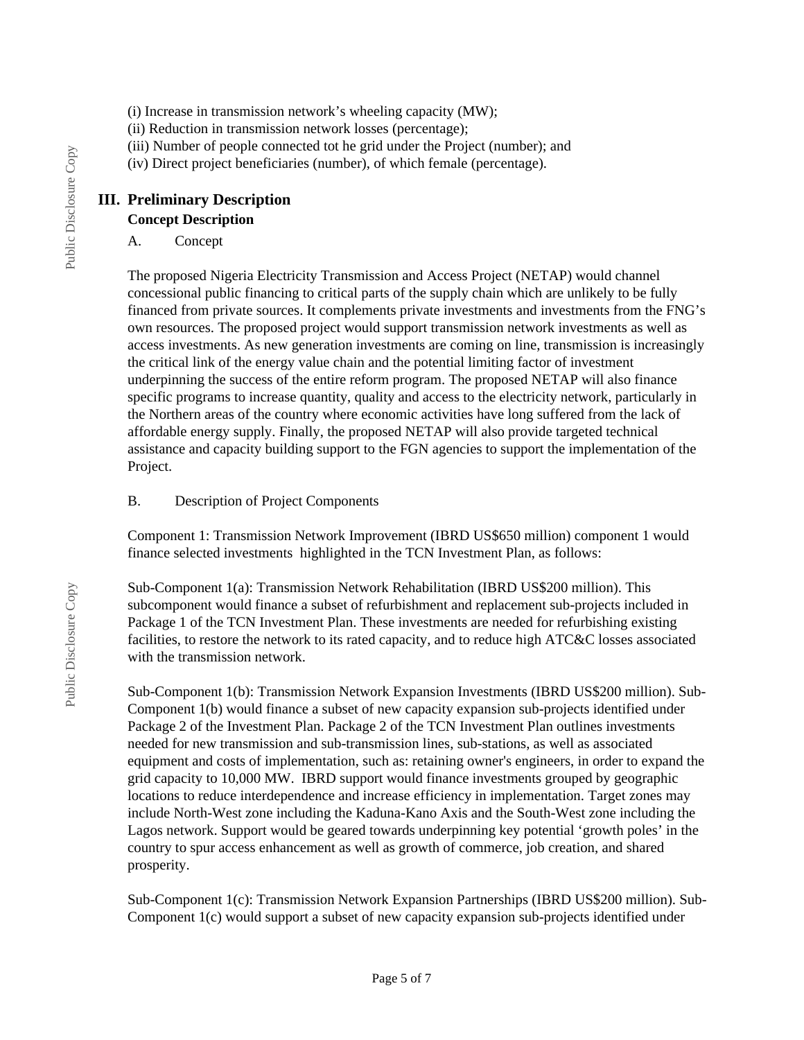(i) Increase in transmission network's wheeling capacity (MW);
(ii) Reduction in transmission network losses (percentage);
(iii) Number of people connected tot he grid under the Project (number); and
(iv) Direct project beneficiaries (number), of which female (percentage).

## III. Preliminary Description

### Concept Description

A. Concept

The proposed Nigeria Electricity Transmission and Access Project (NETAP) would channel concessional public financing to critical parts of the supply chain which are unlikely to be fully financed from private sources. It complements private investments and investments from the FNG's own resources. The proposed project would support transmission network investments as well as access investments. As new generation investments are coming on line, transmission is increasingly the critical link of the energy value chain and the potential limiting factor of investment underpinning the success of the entire reform program. The proposed NETAP will also finance specific programs to increase quantity, quality and access to the electricity network, particularly in the Northern areas of the country where economic activities have long suffered from the lack of affordable energy supply. Finally, the proposed NETAP will also provide targeted technical assistance and capacity building support to the FGN agencies to support the implementation of the Project.

B. Description of Project Components

Component 1: Transmission Network Improvement (IBRD US$650 million) component 1 would finance selected investments highlighted in the TCN Investment Plan, as follows:

Sub-Component 1(a): Transmission Network Rehabilitation (IBRD US$200 million). This subcomponent would finance a subset of refurbishment and replacement sub-projects included in Package 1 of the TCN Investment Plan. These investments are needed for refurbishing existing facilities, to restore the network to its rated capacity, and to reduce high ATC&C losses associated with the transmission network.

Sub-Component 1(b): Transmission Network Expansion Investments (IBRD US$200 million). Sub-Component 1(b) would finance a subset of new capacity expansion sub-projects identified under Package 2 of the Investment Plan. Package 2 of the TCN Investment Plan outlines investments needed for new transmission and sub-transmission lines, sub-stations, as well as associated equipment and costs of implementation, such as: retaining owner's engineers, in order to expand the grid capacity to 10,000 MW. IBRD support would finance investments grouped by geographic locations to reduce interdependence and increase efficiency in implementation. Target zones may include North-West zone including the Kaduna-Kano Axis and the South-West zone including the Lagos network. Support would be geared towards underpinning key potential 'growth poles' in the country to spur access enhancement as well as growth of commerce, job creation, and shared prosperity.

Sub-Component 1(c): Transmission Network Expansion Partnerships (IBRD US$200 million). Sub-Component 1(c) would support a subset of new capacity expansion sub-projects identified under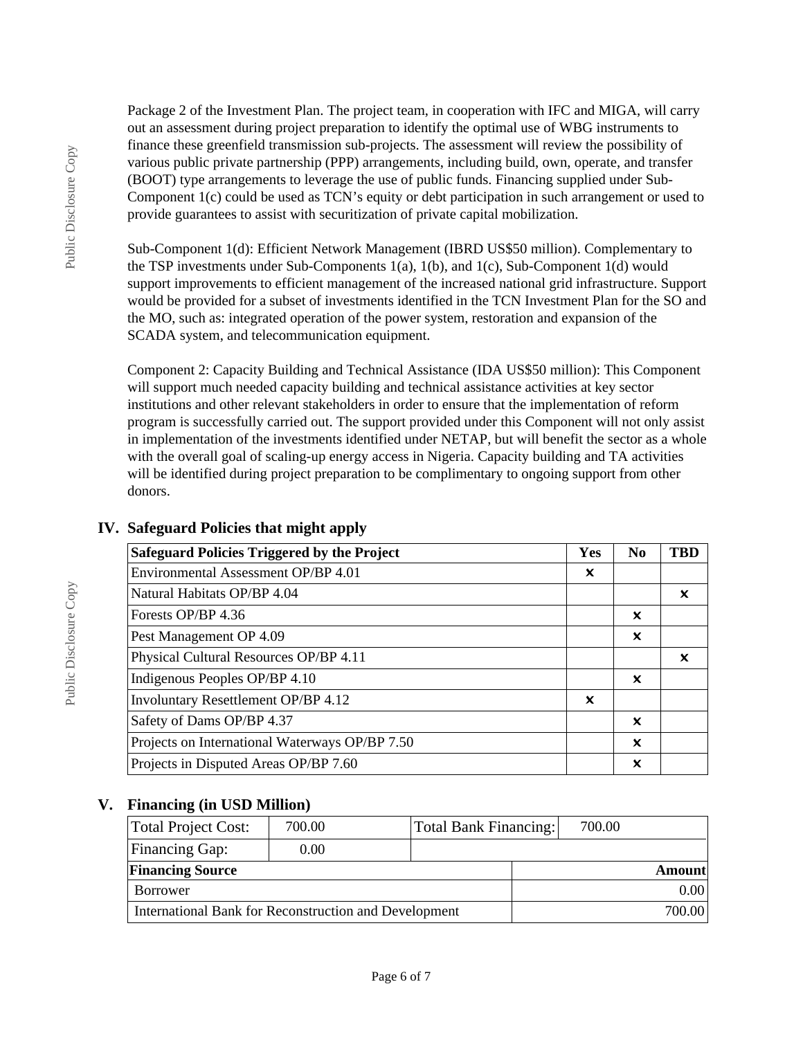Package 2 of the Investment Plan. The project team, in cooperation with IFC and MIGA, will carry out an assessment during project preparation to identify the optimal use of WBG instruments to finance these greenfield transmission sub-projects. The assessment will review the possibility of various public private partnership (PPP) arrangements, including build, own, operate, and transfer (BOOT) type arrangements to leverage the use of public funds. Financing supplied under Sub-Component 1(c) could be used as TCN's equity or debt participation in such arrangement or used to provide guarantees to assist with securitization of private capital mobilization.

Sub-Component 1(d): Efficient Network Management (IBRD US$50 million). Complementary to the TSP investments under Sub-Components 1(a), 1(b), and 1(c), Sub-Component 1(d) would support improvements to efficient management of the increased national grid infrastructure. Support would be provided for a subset of investments identified in the TCN Investment Plan for the SO and the MO, such as: integrated operation of the power system, restoration and expansion of the SCADA system, and telecommunication equipment.

Component 2: Capacity Building and Technical Assistance (IDA US$50 million): This Component will support much needed capacity building and technical assistance activities at key sector institutions and other relevant stakeholders in order to ensure that the implementation of reform program is successfully carried out. The support provided under this Component will not only assist in implementation of the investments identified under NETAP, but will benefit the sector as a whole with the overall goal of scaling-up energy access in Nigeria. Capacity building and TA activities will be identified during project preparation to be complimentary to ongoing support from other donors.

## IV. Safeguard Policies that might apply

| Safeguard Policies Triggered by the Project | Yes | No | TBD |
|---|---|---|---|
| Environmental Assessment OP/BP 4.01 | ✕ | | |
| Natural Habitats OP/BP 4.04 | | | ✕ |
| Forests OP/BP 4.36 | | ✕ | |
| Pest Management OP 4.09 | | ✕ | |
| Physical Cultural Resources OP/BP 4.11 | | | ✕ |
| Indigenous Peoples OP/BP 4.10 | | ✕ | |
| Involuntary Resettlement OP/BP 4.12 | ✕ | | |
| Safety of Dams OP/BP 4.37 | | ✕ | |
| Projects on International Waterways OP/BP 7.50 | | ✕ | |
| Projects in Disputed Areas OP/BP 7.60 | | ✕ | |

## V. Financing (in USD Million)

| Total Project Cost: | 700.00 | Total Bank Financing: | 700.00 |
|---|---|---|---|
| Financing Gap: | 0.00 | | |

| Financing Source | Amount |
|---|---|
| Borrower | 0.00 |
| International Bank for Reconstruction and Development | 700.00 |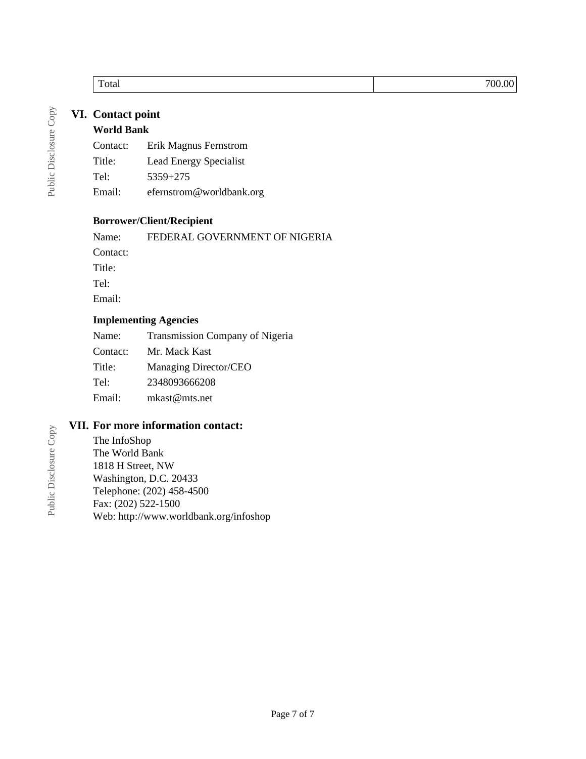| | |
|---|---|
| Total | 700.00 |

## VI. Contact point

### World Bank

Contact: Erik Magnus Fernstrom
Title: Lead Energy Specialist
Tel: 5359+275
Email: efernstrom@worldbank.org

### Borrower/Client/Recipient

Name: FEDERAL GOVERNMENT OF NIGERIA
Contact:
Title:
Tel:
Email:

### Implementing Agencies

Name: Transmission Company of Nigeria
Contact: Mr. Mack Kast
Title: Managing Director/CEO
Tel: 2348093666208
Email: mkast@mts.net

## VII. For more information contact:

The InfoShop
The World Bank
1818 H Street, NW
Washington, D.C. 20433
Telephone: (202) 458-4500
Fax: (202) 522-1500
Web: http://www.worldbank.org/infoshop